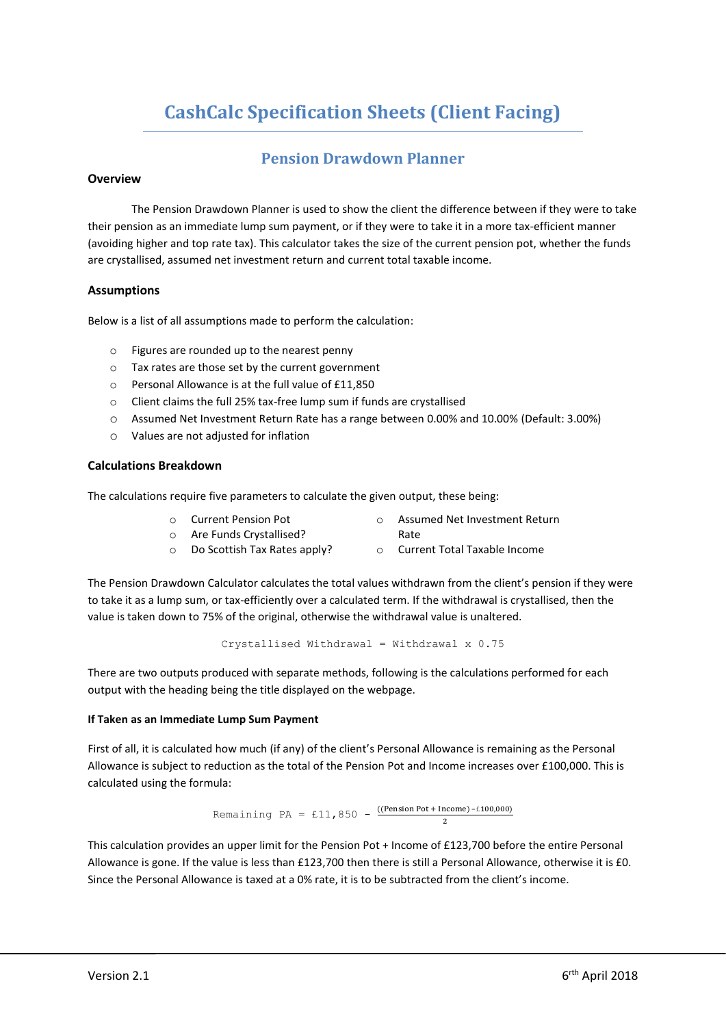# CashCalc Specification Sheets (Client Facing)

## Pension Drawdown Planner

### Overview

The Pension Drawdown Planner is used to show the client the difference between if they were to take their pension as an immediate lump sum payment, or if they were to take it in a more tax-efficient manner (avoiding higher and top rate tax). This calculator takes the size of the current pension pot, whether the funds are crystallised, assumed net investment return and current total taxable income.

### Assumptions

Below is a list of all assumptions made to perform the calculation:

- Figures are rounded up to the nearest penny
- Tax rates are those set by the current government
- Personal Allowance is at the full value of £11,850
- Client claims the full 25% tax-free lump sum if funds are crystallised
- Assumed Net Investment Return Rate has a range between 0.00% and 10.00% (Default: 3.00%)
- Values are not adjusted for inflation

### Calculations Breakdown

The calculations require five parameters to calculate the given output, these being:

- Current Pension Pot
- Are Funds Crystallised?
- Do Scottish Tax Rates apply?
- Assumed Net Investment Return Rate
- Current Total Taxable Income

The Pension Drawdown Calculator calculates the total values withdrawn from the client's pension if they were to take it as a lump sum, or tax-efficiently over a calculated term. If the withdrawal is crystallised, then the value is taken down to 75% of the original, otherwise the withdrawal value is unaltered.

$$\text{Crystallised Withdrawal} = \text{Withdrawal} \times 0.75$$

There are two outputs produced with separate methods, following is the calculations performed for each output with the heading being the title displayed on the webpage.

#### If Taken as an Immediate Lump Sum Payment

First of all, it is calculated how much (if any) of the client's Personal Allowance is remaining as the Personal Allowance is subject to reduction as the total of the Pension Pot and Income increases over £100,000. This is calculated using the formula:

$$\text{Remaining PA} = £11,850 - \frac{((\text{Pension Pot} + \text{Income}) - £100,000)}{2}$$

This calculation provides an upper limit for the Pension Pot + Income of £123,700 before the entire Personal Allowance is gone. If the value is less than £123,700 then there is still a Personal Allowance, otherwise it is £0. Since the Personal Allowance is taxed at a 0% rate, it is to be subtracted from the client's income.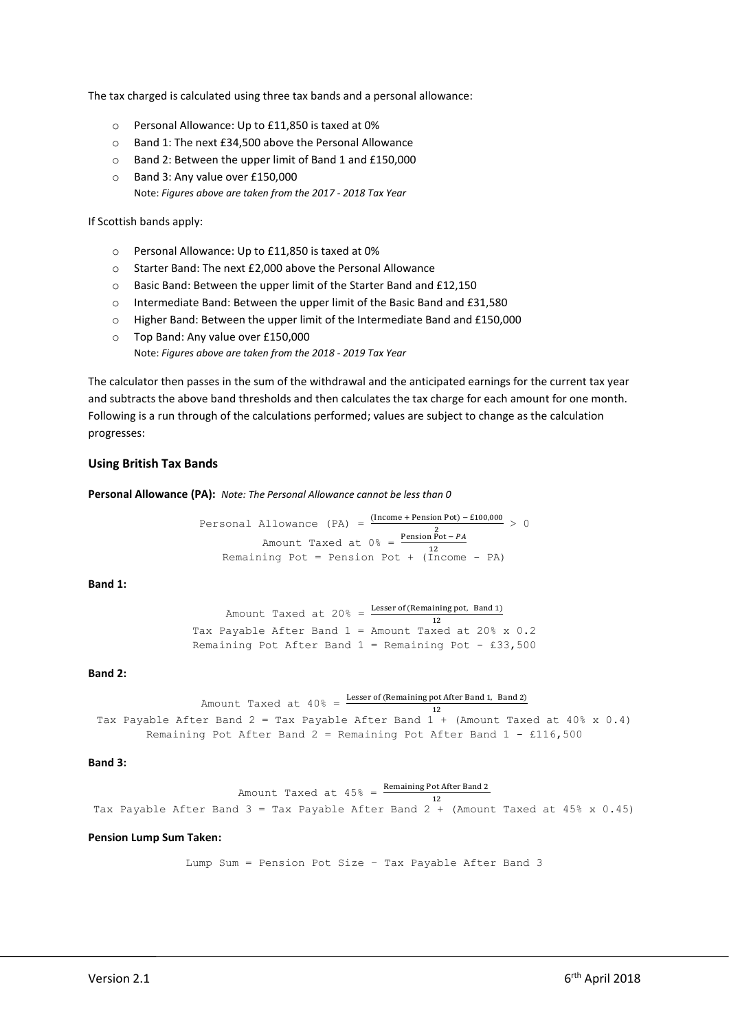The tax charged is calculated using three tax bands and a personal allowance:

- Personal Allowance: Up to £11,850 is taxed at 0%
- Band 1: The next £34,500 above the Personal Allowance
- Band 2: Between the upper limit of Band 1 and £150,000
- Band 3: Any value over £150,000

  Note: *Figures above are taken from the 2017 - 2018 Tax Year*

If Scottish bands apply:

- Personal Allowance: Up to £11,850 is taxed at 0%
- Starter Band: The next £2,000 above the Personal Allowance
- Basic Band: Between the upper limit of the Starter Band and £12,150
- Intermediate Band: Between the upper limit of the Basic Band and £31,580
- Higher Band: Between the upper limit of the Intermediate Band and £150,000
- Top Band: Any value over £150,000

  Note: *Figures above are taken from the 2018 - 2019 Tax Year*

The calculator then passes in the sum of the withdrawal and the anticipated earnings for the current tax year and subtracts the above band thresholds and then calculates the tax charge for each amount for one month. Following is a run through of the calculations performed; values are subject to change as the calculation progresses:

### Using British Tax Bands

**Personal Allowance (PA):** *Note: The Personal Allowance cannot be less than 0*

$$\text{Personal Allowance (PA)} = \frac{(\text{Income} + \text{Pension Pot}) - £100{,}000}{2} > 0$$

$$\text{Amount Taxed at 0\%} = \frac{\text{Pension Pot} - PA}{12}$$

$$\text{Remaining Pot} = \text{Pension Pot} + (\text{Income} - \text{PA})$$

**Band 1:**

$$\text{Amount Taxed at 20\%} = \frac{\text{Lesser of (Remaining pot, Band 1)}}{12}$$

$$\text{Tax Payable After Band 1} = \text{Amount Taxed at 20\%} \times 0.2$$

$$\text{Remaining Pot After Band 1} = \text{Remaining Pot} - £33{,}500$$

**Band 2:**

$$\text{Amount Taxed at 40\%} = \frac{\text{Lesser of (Remaining pot After Band 1, Band 2)}}{12}$$

$$\text{Tax Payable After Band 2} = \text{Tax Payable After Band 1} + (\text{Amount Taxed at 40\%} \times 0.4)$$

$$\text{Remaining Pot After Band 2} = \text{Remaining Pot After Band 1} - £116{,}500$$

**Band 3:**

$$\text{Amount Taxed at 45\%} = \frac{\text{Remaining Pot After Band 2}}{12}$$

$$\text{Tax Payable After Band 3} = \text{Tax Payable After Band 2} + (\text{Amount Taxed at 45\%} \times 0.45)$$

**Pension Lump Sum Taken:**

$$\text{Lump Sum} = \text{Pension Pot Size} - \text{Tax Payable After Band 3}$$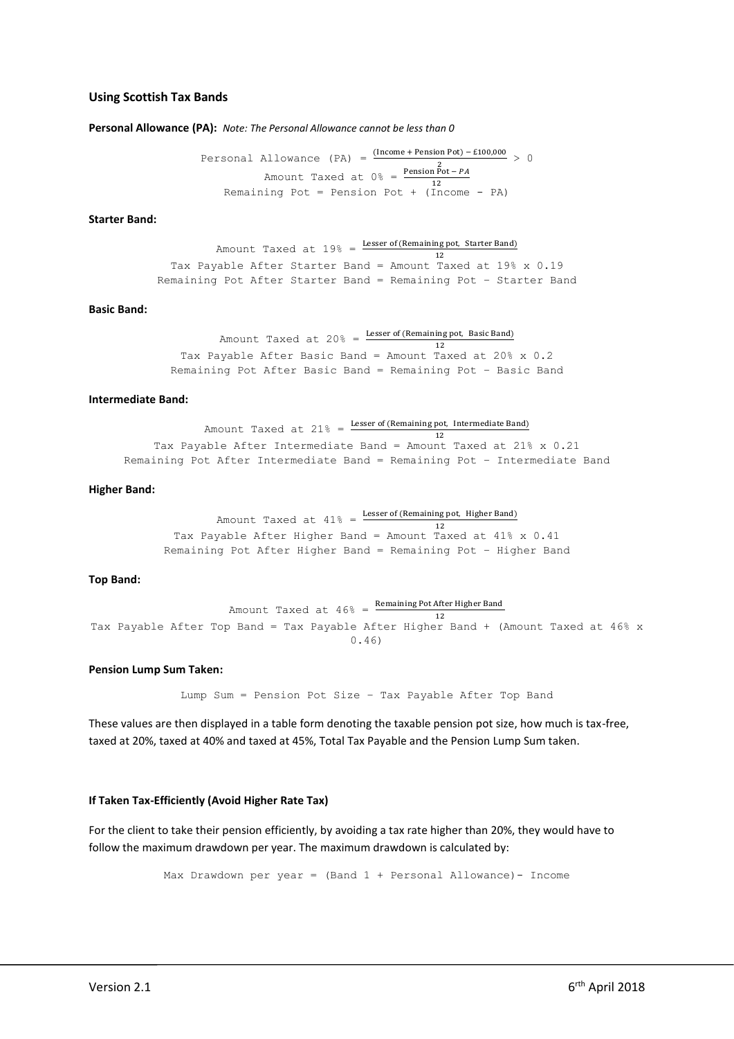### Using Scottish Tax Bands

**Personal Allowance (PA):** *Note: The Personal Allowance cannot be less than 0*

$$\text{Personal Allowance (PA)} = \frac{(\text{Income} + \text{Pension Pot}) - £100{,}000}{2} > 0$$

$$\text{Amount Taxed at 0\%} = \frac{\text{Pension Pot} - PA}{12}$$

$$\text{Remaining Pot} = \text{Pension Pot} + (\text{Income} - \text{PA})$$

**Starter Band:**

$$\text{Amount Taxed at 19\%} = \frac{\text{Lesser of (Remaining pot, Starter Band)}}{12}$$

$$\text{Tax Payable After Starter Band} = \text{Amount Taxed at 19\%} \times 0.19$$

$$\text{Remaining Pot After Starter Band} = \text{Remaining Pot} - \text{Starter Band}$$

**Basic Band:**

$$\text{Amount Taxed at 20\%} = \frac{\text{Lesser of (Remaining pot, Basic Band)}}{12}$$

$$\text{Tax Payable After Basic Band} = \text{Amount Taxed at 20\%} \times 0.2$$

$$\text{Remaining Pot After Basic Band} = \text{Remaining Pot} - \text{Basic Band}$$

**Intermediate Band:**

$$\text{Amount Taxed at 21\%} = \frac{\text{Lesser of (Remaining pot, Intermediate Band)}}{12}$$

$$\text{Tax Payable After Intermediate Band} = \text{Amount Taxed at 21\%} \times 0.21$$

$$\text{Remaining Pot After Intermediate Band} = \text{Remaining Pot} - \text{Intermediate Band}$$

**Higher Band:**

$$\text{Amount Taxed at 41\%} = \frac{\text{Lesser of (Remaining pot, Higher Band)}}{12}$$

$$\text{Tax Payable After Higher Band} = \text{Amount Taxed at 41\%} \times 0.41$$

$$\text{Remaining Pot After Higher Band} = \text{Remaining Pot} - \text{Higher Band}$$

**Top Band:**

$$\text{Amount Taxed at 46\%} = \frac{\text{Remaining Pot After Higher Band}}{12}$$

$$\text{Tax Payable After Top Band} = \text{Tax Payable After Higher Band} + (\text{Amount Taxed at 46\%} \times 0.46)$$

**Pension Lump Sum Taken:**

$$\text{Lump Sum} = \text{Pension Pot Size} - \text{Tax Payable After Top Band}$$

These values are then displayed in a table form denoting the taxable pension pot size, how much is tax-free, taxed at 20%, taxed at 40% and taxed at 45%, Total Tax Payable and the Pension Lump Sum taken.

**If Taken Tax-Efficiently (Avoid Higher Rate Tax)**

For the client to take their pension efficiently, by avoiding a tax rate higher than 20%, they would have to follow the maximum drawdown per year. The maximum drawdown is calculated by:

$$\text{Max Drawdown per year} = (\text{Band 1} + \text{Personal Allowance}) - \text{Income}$$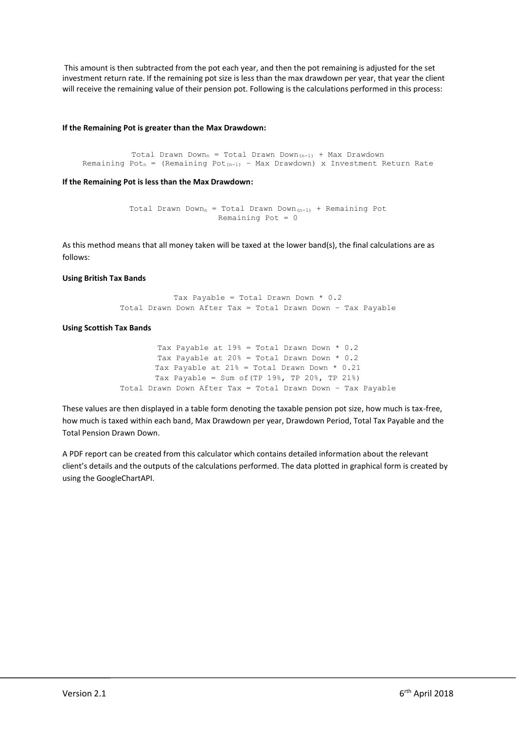This amount is then subtracted from the pot each year, and then the pot remaining is adjusted for the set investment return rate. If the remaining pot size is less than the max drawdown per year, that year the client will receive the remaining value of their pension pot. Following is the calculations performed in this process:

**If the Remaining Pot is greater than the Max Drawdown:**

$$\text{Total Drawn Down}_n = \text{Total Drawn Down}_{(n-1)} + \text{Max Drawdown}$$
$$\text{Remaining Pot}_n = (\text{Remaining Pot}_{(n-1)} - \text{Max Drawdown}) \times \text{Investment Return Rate}$$

**If the Remaining Pot is less than the Max Drawdown:**

$$\text{Total Drawn Down}_n = \text{Total Drawn Down}_{(n-1)} + \text{Remaining Pot}$$
$$\text{Remaining Pot} = 0$$

As this method means that all money taken will be taxed at the lower band(s), the final calculations are as follows:

**Using British Tax Bands**

```
Tax Payable = Total Drawn Down * 0.2
Total Drawn Down After Tax = Total Drawn Down – Tax Payable
```

**Using Scottish Tax Bands**

```
Tax Payable at 19% = Total Drawn Down * 0.2
Tax Payable at 20% = Total Drawn Down * 0.2
Tax Payable at 21% = Total Drawn Down * 0.21
Tax Payable = Sum of(TP 19%, TP 20%, TP 21%)
Total Drawn Down After Tax = Total Drawn Down – Tax Payable
```

These values are then displayed in a table form denoting the taxable pension pot size, how much is tax-free, how much is taxed within each band, Max Drawdown per year, Drawdown Period, Total Tax Payable and the Total Pension Drawn Down.

A PDF report can be created from this calculator which contains detailed information about the relevant client's details and the outputs of the calculations performed. The data plotted in graphical form is created by using the GoogleChartAPI.